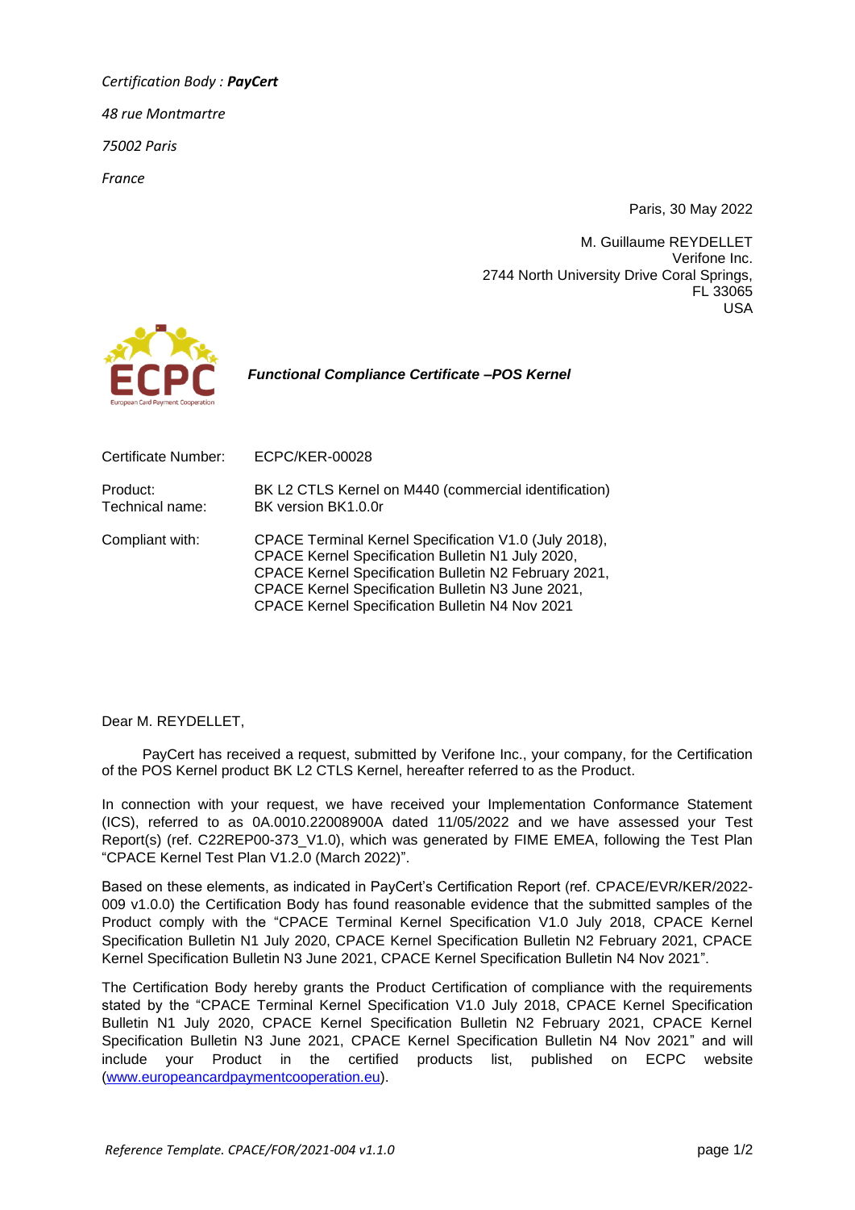*Certification Body : **PayCert***

*48 rue Montmartre*

*75002 Paris*

*France*

Paris, 30 May 2022

M. Guillaume REYDELLET
Verifone Inc.
2744 North University Drive Coral Springs,
FL 33065
USA

***Functional Compliance Certificate –POS Kernel***

| | |
|---|---|
| Certificate Number: | ECPC/KER-00028 |
| Product:<br>Technical name: | BK L2 CTLS Kernel on M440 (commercial identification)<br>BK version BK1.0.0r |
| Compliant with: | CPACE Terminal Kernel Specification V1.0 (July 2018),<br>CPACE Kernel Specification Bulletin N1 July 2020,<br>CPACE Kernel Specification Bulletin N2 February 2021,<br>CPACE Kernel Specification Bulletin N3 June 2021,<br>CPACE Kernel Specification Bulletin N4 Nov 2021 |

Dear M. REYDELLET,

PayCert has received a request, submitted by Verifone Inc., your company, for the Certification of the POS Kernel product BK L2 CTLS Kernel, hereafter referred to as the Product.

In connection with your request, we have received your Implementation Conformance Statement (ICS), referred to as 0A.0010.22008900A dated 11/05/2022 and we have assessed your Test Report(s) (ref. C22REP00-373_V1.0), which was generated by FIME EMEA, following the Test Plan "CPACE Kernel Test Plan V1.2.0 (March 2022)".

Based on these elements, as indicated in PayCert's Certification Report (ref. CPACE/EVR/KER/2022-009 v1.0.0) the Certification Body has found reasonable evidence that the submitted samples of the Product comply with the "CPACE Terminal Kernel Specification V1.0 July 2018, CPACE Kernel Specification Bulletin N1 July 2020, CPACE Kernel Specification Bulletin N2 February 2021, CPACE Kernel Specification Bulletin N3 June 2021, CPACE Kernel Specification Bulletin N4 Nov 2021".

The Certification Body hereby grants the Product Certification of compliance with the requirements stated by the "CPACE Terminal Kernel Specification V1.0 July 2018, CPACE Kernel Specification Bulletin N1 July 2020, CPACE Kernel Specification Bulletin N2 February 2021, CPACE Kernel Specification Bulletin N3 June 2021, CPACE Kernel Specification Bulletin N4 Nov 2021" and will include your Product in the certified products list, published on ECPC website (www.europeancardpaymentcooperation.eu).

*Reference Template. CPACE/FOR/2021-004 v1.1.0*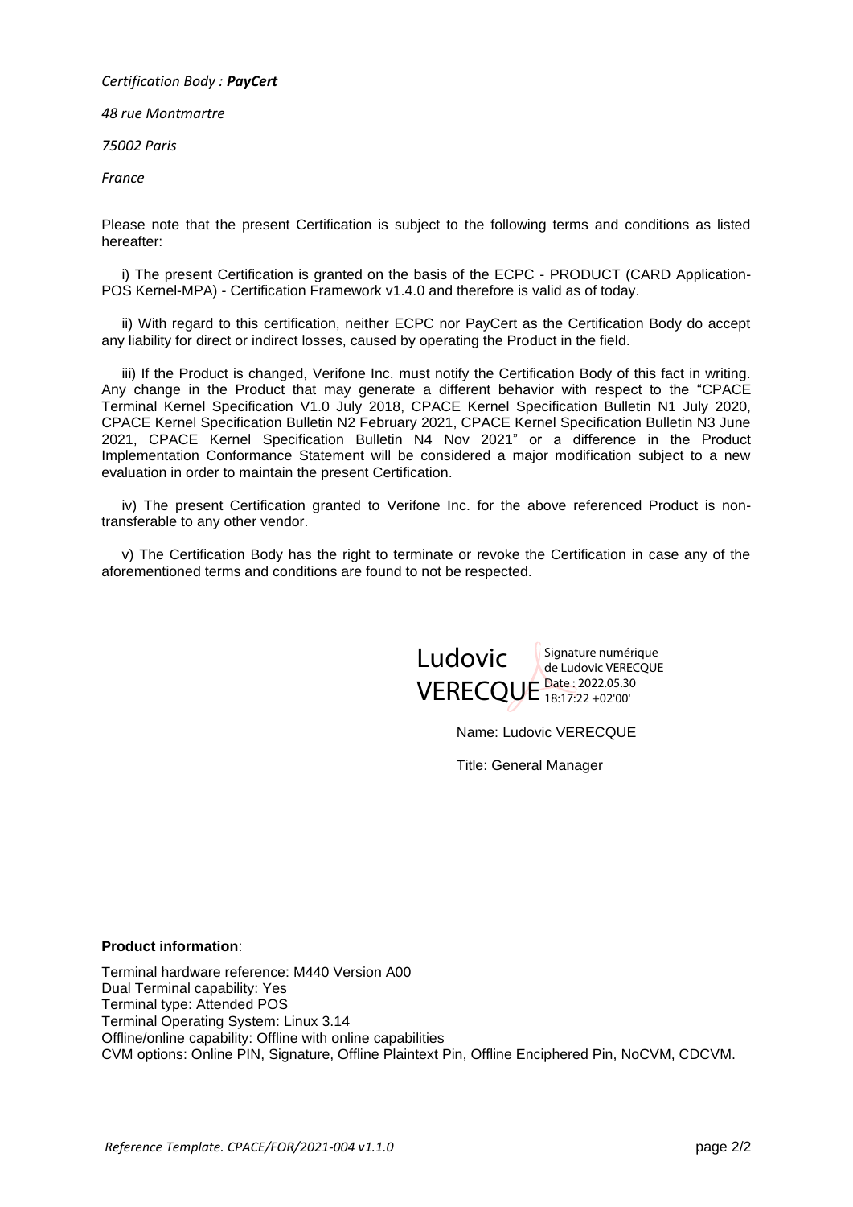*Certification Body : **PayCert***

*48 rue Montmartre*

*75002 Paris*

*France*

Please note that the present Certification is subject to the following terms and conditions as listed hereafter:

i) The present Certification is granted on the basis of the ECPC - PRODUCT (CARD Application-POS Kernel-MPA) - Certification Framework v1.4.0 and therefore is valid as of today.

ii) With regard to this certification, neither ECPC nor PayCert as the Certification Body do accept any liability for direct or indirect losses, caused by operating the Product in the field.

iii) If the Product is changed, Verifone Inc. must notify the Certification Body of this fact in writing. Any change in the Product that may generate a different behavior with respect to the "CPACE Terminal Kernel Specification V1.0 July 2018, CPACE Kernel Specification Bulletin N1 July 2020, CPACE Kernel Specification Bulletin N2 February 2021, CPACE Kernel Specification Bulletin N3 June 2021, CPACE Kernel Specification Bulletin N4 Nov 2021" or a difference in the Product Implementation Conformance Statement will be considered a major modification subject to a new evaluation in order to maintain the present Certification.

iv) The present Certification granted to Verifone Inc. for the above referenced Product is non-transferable to any other vendor.

v) The Certification Body has the right to terminate or revoke the Certification in case any of the aforementioned terms and conditions are found to not be respected.

Ludovic VERECQUE
Signature numérique de Ludovic VERECQUE
Date : 2022.05.30 18:17:22 +02'00'

Name: Ludovic VERECQUE

Title: General Manager

**Product information**:

Terminal hardware reference: M440 Version A00
Dual Terminal capability: Yes
Terminal type: Attended POS
Terminal Operating System: Linux 3.14
Offline/online capability: Offline with online capabilities
CVM options: Online PIN, Signature, Offline Plaintext Pin, Offline Enciphered Pin, NoCVM, CDCVM.

*Reference Template. CPACE/FOR/2021-004 v1.1.0*